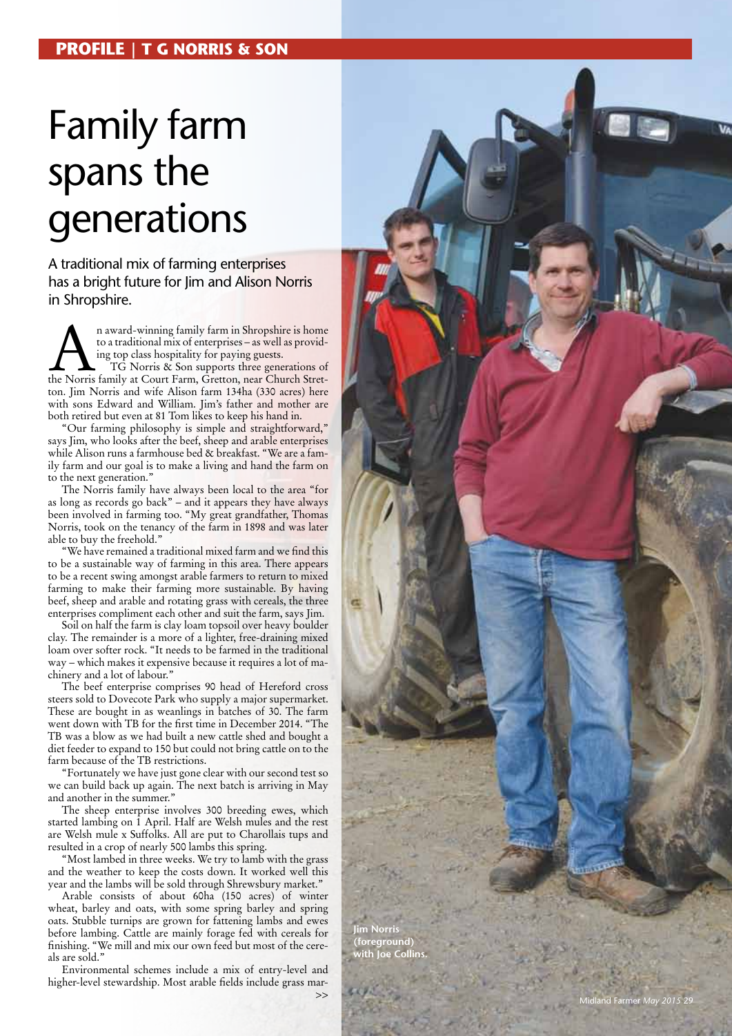# Family farm spans the generations

A traditional mix of farming enterprises has a bright future for Jim and Alison Norris in Shropshire.

An award-winning family farm in Shropshire is home to a traditional mix of enterprises – as well as providing top class hospitality for paying guests.

TG Norris & Son supports three generations of the Norris family at Court Farm, Gretton, near Church Stretton. Jim Norris and wife Alison farm 134ha (330 acres) here with sons Edward and William. Jim's father and mother are both retired but even at 81 Tom likes to keep his hand in.

"Our farming philosophy is simple and straightforward," says Jim, who looks after the beef, sheep and arable enterprises while Alison runs a farmhouse bed & breakfast. "We are a family farm and our goal is to make a living and hand the farm on to the next generation."

The Norris family have always been local to the area "for as long as records go back" – and it appears they have always been involved in farming too. "My great grandfather, Thomas Norris, took on the tenancy of the farm in 1898 and was later able to buy the freehold."

"We have remained a traditional mixed farm and we find this to be a sustainable way of farming in this area. There appears to be a recent swing amongst arable farmers to return to mixed farming to make their farming more sustainable. By having beef, sheep and arable and rotating grass with cereals, the three enterprises compliment each other and suit the farm, says Jim.

Soil on half the farm is clay loam topsoil over heavy boulder clay. The remainder is a more of a lighter, free-draining mixed loam over softer rock. "It needs to be farmed in the traditional way – which makes it expensive because it requires a lot of machinery and a lot of labour."

The beef enterprise comprises 90 head of Hereford cross steers sold to Dovecote Park who supply a major supermarket. These are bought in as weanlings in batches of 30. The farm went down with TB for the first time in December 2014. "The TB was a blow as we had built a new cattle shed and bought a diet feeder to expand to 150 but could not bring cattle on to the farm because of the TB restrictions.

"Fortunately we have just gone clear with our second test so we can build back up again. The next batch is arriving in May and another in the summer."

The sheep enterprise involves 300 breeding ewes, which started lambing on 1 April. Half are Welsh mules and the rest are Welsh mule x Suffolks. All are put to Charollais tups and resulted in a crop of nearly 500 lambs this spring.

"Most lambed in three weeks. We try to lamb with the grass and the weather to keep the costs down. It worked well this year and the lambs will be sold through Shrewsbury market."

Arable consists of about 60ha (150 acres) of winter wheat, barley and oats, with some spring barley and spring oats. Stubble turnips are grown for fattening lambs and ewes before lambing. Cattle are mainly forage fed with cereals for finishing. "We mill and mix our own feed but most of the cereals are sold."

Environmental schemes include a mix of entry-level and higher-level stewardship. Most arable fields include grass mar- >>

Jim Norris (foreground) with Joe Collins.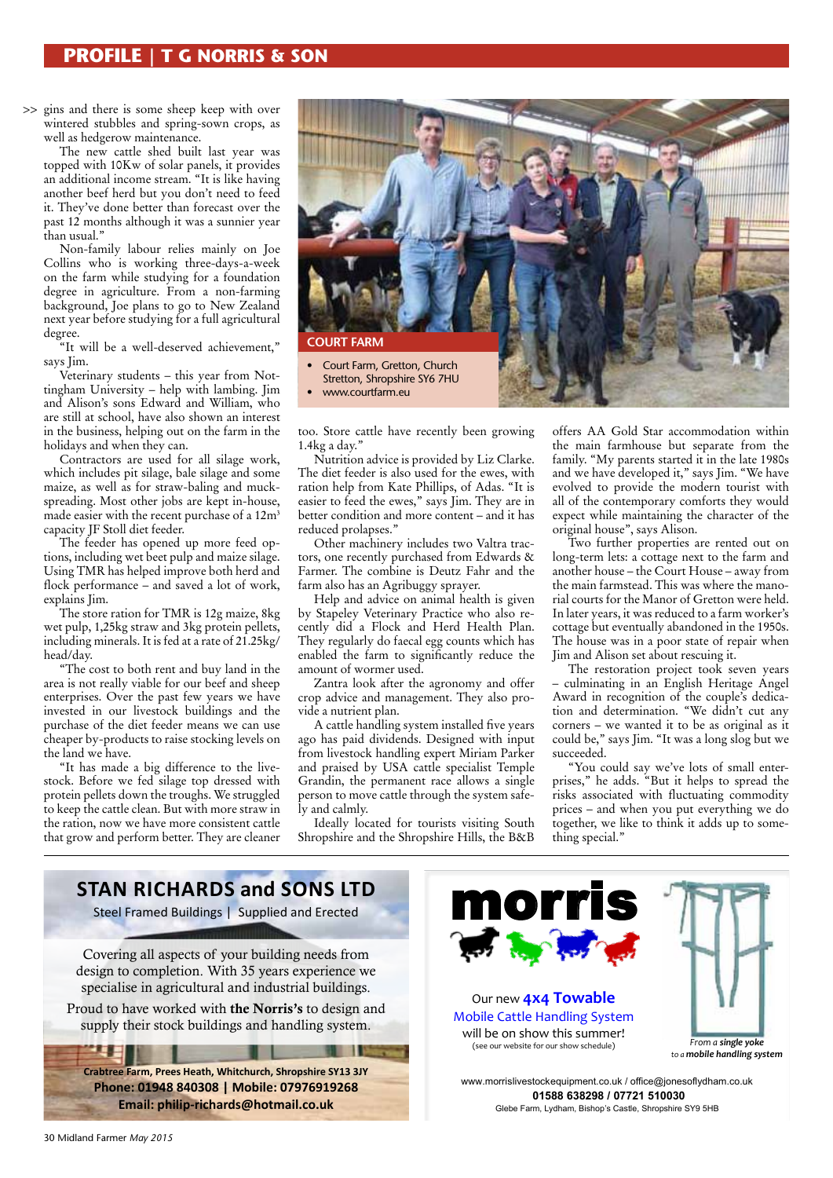## PROFILE | T G NORRIS & SON

>> gins and there is some sheep keep with over wintered stubbles and spring-sown crops, as well as hedgerow maintenance.

The new cattle shed built last year was topped with 10Kw of solar panels, it provides an additional income stream. "It is like having another beef herd but you don't need to feed it. They've done better than forecast over the past 12 months although it was a sunnier year than usual."

Non-family labour relies mainly on Joe Collins who is working three-days-a-week on the farm while studying for a foundation degree in agriculture. From a non-farming background, Joe plans to go to New Zealand next year before studying for a full agricultural degree.

"It will be a well-deserved achievement," says Jim.

Veterinary students – this year from Nottingham University – help with lambing. Jim and Alison's sons Edward and William, who are still at school, have also shown an interest in the business, helping out on the farm in the holidays and when they can.

Contractors are used for all silage work, which includes pit silage, bale silage and some maize, as well as for straw-baling and muck-spreading. Most other jobs are kept in-house, made easier with the recent purchase of a 12m³ capacity JF Stoll diet feeder.

The feeder has opened up more feed options, including wet beet pulp and maize silage. Using TMR has helped improve both herd and flock performance – and saved a lot of work, explains Jim.

The store ration for TMR is 12g maize, 8kg wet pulp, 1,25kg straw and 3kg protein pellets, including minerals. It is fed at a rate of 21.25kg/head/day.

"The cost to both rent and buy land in the area is not really viable for our beef and sheep enterprises. Over the past few years we have invested in our livestock buildings and the purchase of the diet feeder means we can use cheaper by-products to raise stocking levels on the land we have.

"It has made a big difference to the livestock. Before we fed silage top dressed with protein pellets down the troughs. We struggled to keep the cattle clean. But with more straw in the ration, now we have more consistent cattle that grow and perform better. They are cleaner too. Store cattle have recently been growing 1.4kg a day."

Nutrition advice is provided by Liz Clarke. The diet feeder is also used for the ewes, with ration help from Kate Phillips, of Adas. "It is easier to feed the ewes," says Jim. They are in better condition and more content – and it has reduced prolapses."

Other machinery includes two Valtra tractors, one recently purchased from Edwards & Farmer. The combine is Deutz Fahr and the farm also has an Agribuggy sprayer.

Help and advice on animal health is given by Stapeley Veterinary Practice who also recently did a Flock and Herd Health Plan. They regularly do faecal egg counts which has enabled the farm to significantly reduce the amount of wormer used.

Zantra look after the agronomy and offer crop advice and management. They also provide a nutrient plan.

A cattle handling system installed five years ago has paid dividends. Designed with input from livestock handling expert Miriam Parker and praised by USA cattle specialist Temple Grandin, the permanent race allows a single person to move cattle through the system safely and calmly.

Ideally located for tourists visiting South Shropshire and the Shropshire Hills, the B&B offers AA Gold Star accommodation within the main farmhouse but separate from the family. "My parents started it in the late 1980s and we have developed it," says Jim. "We have evolved to provide the modern tourist with all of the contemporary comforts they would expect while maintaining the character of the original house", says Alison.

Two further properties are rented out on long-term lets: a cottage next to the farm and another house – the Court House – away from the main farmstead. This was where the manorial courts for the Manor of Gretton were held. In later years, it was reduced to a farm worker's cottage but eventually abandoned in the 1950s. The house was in a poor state of repair when Jim and Alison set about rescuing it.

The restoration project took seven years – culminating in an English Heritage Angel Award in recognition of the couple's dedication and determination. "We didn't cut any corners – we wanted it to be as original as it could be," says Jim. "It was a long slog but we succeeded.

"You could say we've lots of small enterprises," he adds. "But it helps to spread the risks associated with fluctuating commodity prices – and when you put everything we do together, we like to think it adds up to something special."

**COURT FARM**

- Court Farm, Gretton, Church Stretton, Shropshire SY6 7HU
- www.courtfarm.eu

---

**STAN RICHARDS and SONS LTD**

Steel Framed Buildings | Supplied and Erected

Covering all aspects of your building needs from design to completion. With 35 years experience we specialise in agricultural and industrial buildings.

Proud to have worked with **the Norris's** to design and supply their stock buildings and handling system.

**Crabtree Farm, Prees Heath, Whitchurch, Shropshire SY13 3JY**
**Phone: 01948 840308 | Mobile: 07976919268**
**Email: philip-richards@hotmail.co.uk**

---

**morris**

Our new **4x4 Towable Mobile Cattle Handling System** will be on show this summer!
(see our website for our show schedule)

*From a* ***single yoke*** *to a* ***mobile handling system***

www.morrislivestockequipment.co.uk / office@jonesoflydham.co.uk
**01588 638298 / 07721 510030**
Glebe Farm, Lydham, Bishop's Castle, Shropshire SY9 5HB